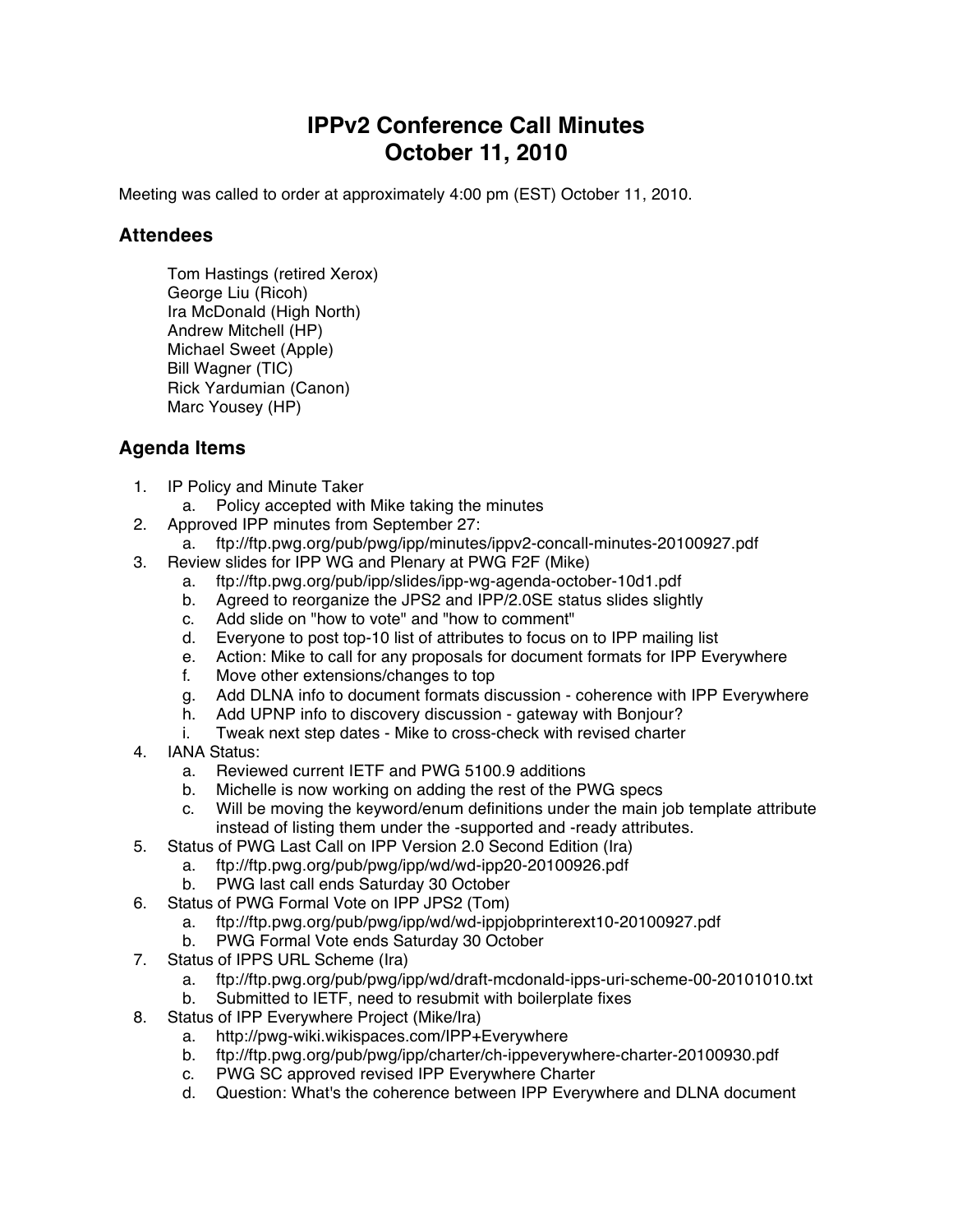# IPPv2 Conference Call Minutes
# October 11, 2010

Meeting was called to order at approximately 4:00 pm (EST) October 11, 2010.

## Attendees

Tom Hastings (retired Xerox)
George Liu (Ricoh)
Ira McDonald (High North)
Andrew Mitchell (HP)
Michael Sweet (Apple)
Bill Wagner (TIC)
Rick Yardumian (Canon)
Marc Yousey (HP)

## Agenda Items

1. IP Policy and Minute Taker
   a. Policy accepted with Mike taking the minutes
2. Approved IPP minutes from September 27:
   a. ftp://ftp.pwg.org/pub/pwg/ipp/minutes/ippv2-concall-minutes-20100927.pdf
3. Review slides for IPP WG and Plenary at PWG F2F (Mike)
   a. ftp://ftp.pwg.org/pub/pwg/ipp/slides/ipp-wg-agenda-october-10d1.pdf
   b. Agreed to reorganize the JPS2 and IPP/2.0SE status slides slightly
   c. Add slide on "how to vote" and "how to comment"
   d. Everyone to post top-10 list of attributes to focus on to IPP mailing list
   e. Action: Mike to call for any proposals for document formats for IPP Everywhere
   f. Move other extensions/changes to top
   g. Add DLNA info to document formats discussion - coherence with IPP Everywhere
   h. Add UPNP info to discovery discussion - gateway with Bonjour?
   i. Tweak next step dates - Mike to cross-check with revised charter
4. IANA Status:
   a. Reviewed current IETF and PWG 5100.9 additions
   b. Michelle is now working on adding the rest of the PWG specs
   c. Will be moving the keyword/enum definitions under the main job template attribute instead of listing them under the -supported and -ready attributes.
5. Status of PWG Last Call on IPP Version 2.0 Second Edition (Ira)
   a. ftp://ftp.pwg.org/pub/pwg/ipp/wd/wd-ipp20-20100926.pdf
   b. PWG last call ends Saturday 30 October
6. Status of PWG Formal Vote on IPP JPS2 (Tom)
   a. ftp://ftp.pwg.org/pub/pwg/ipp/wd/wd-ippjobprinterext10-20100927.pdf
   b. PWG Formal Vote ends Saturday 30 October
7. Status of IPPS URL Scheme (Ira)
   a. ftp://ftp.pwg.org/pub/pwg/ipp/wd/draft-mcdonald-ipps-uri-scheme-00-20101010.txt
   b. Submitted to IETF, need to resubmit with boilerplate fixes
8. Status of IPP Everywhere Project (Mike/Ira)
   a. http://pwg-wiki.wikispaces.com/IPP+Everywhere
   b. ftp://ftp.pwg.org/pub/pwg/ipp/charter/ch-ippeverywhere-charter-20100930.pdf
   c. PWG SC approved revised IPP Everywhere Charter
   d. Question: What's the coherence between IPP Everywhere and DLNA document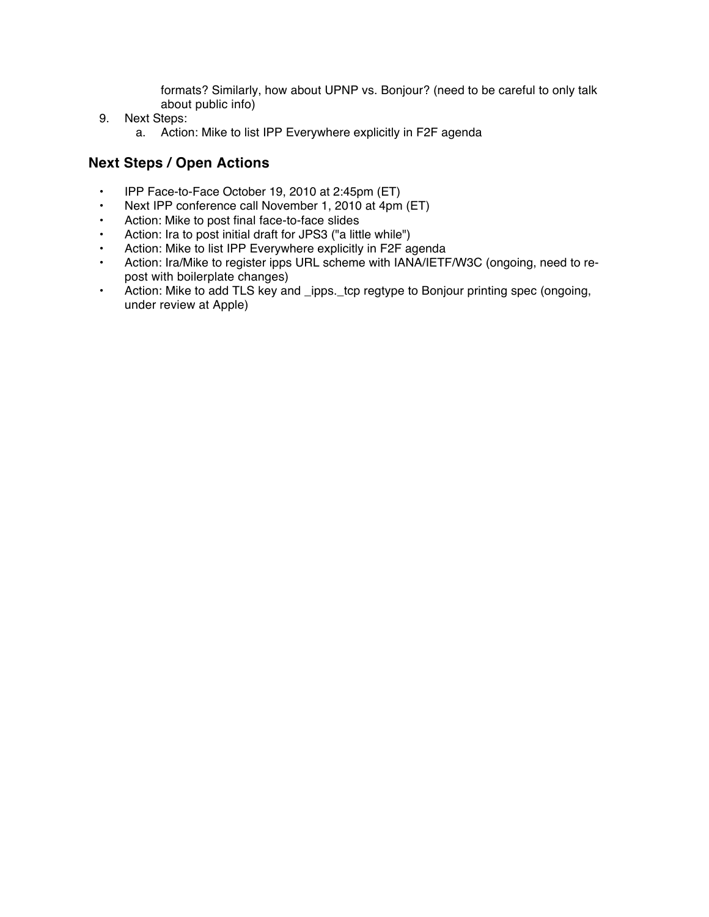formats? Similarly, how about UPNP vs. Bonjour? (need to be careful to only talk about public info)

9. Next Steps:
    a. Action: Mike to list IPP Everywhere explicitly in F2F agenda

## Next Steps / Open Actions

- IPP Face-to-Face October 19, 2010 at 2:45pm (ET)
- Next IPP conference call November 1, 2010 at 4pm (ET)
- Action: Mike to post final face-to-face slides
- Action: Ira to post initial draft for JPS3 ("a little while")
- Action: Mike to list IPP Everywhere explicitly in F2F agenda
- Action: Ira/Mike to register ipps URL scheme with IANA/IETF/W3C (ongoing, need to re-post with boilerplate changes)
- Action: Mike to add TLS key and _ipps._tcp regtype to Bonjour printing spec (ongoing, under review at Apple)